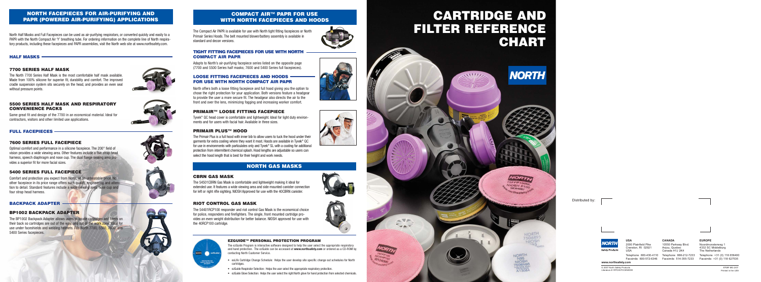## NORTH FACEPIECES FOR AIR-PURIFYING AND PAPR (POWERED AIR-PURIFYING) APPLICATIONS

North Half Masks and Full Facepieces can be used as air-purifying respirators, or converted quickly and easily to a PAPR with the North Compact Air 'Y' breathing tube. For ordering information on the complete line of North respiratory products, including these facepieces and PAPR assemblies, visit the North web site at www.northsafety.com.

### HALF MASKS

#### 7700 SERIES HALF MASK

The North 7700 Series Half Mask is the most comfortable half mask available. Made from 100% silicone for superior fit, durability and comfort. The improved cradle suspension system sits securely on the head, and provides an even seal without pressure points.

#### 5500 SERIES HALF MASK AND RESPIRATORY CONVENIENCE PACKS

Same great fit and design of the 7700 in an economical material. Ideal for contractors, visitors and other limited use applications.

### FULL FACEPIECES

#### 7600 SERIES FULL FACEPIECE

Optimal comfort and performance in a silicone facepiece. The 200° field of vision provides a wide viewing area. Other features include a five strap head harness, speech diaphragm and nose cup. The dual flange sealing area provides a superior fit for more facial sizes.

#### 5400 SERIES FULL FACEPIECE

Comfort and protection you expect from North, at an unbeatable price. No other facepiece in its price range offers such quality, engineering and attention to detail. Standard features include a wide viewing area, nose cup and four strap head harness.

### BACKPACK ADAPTER

#### BP1002 BACKPACK ADAPTER

The BP1002 Backpack Adapter allows users to locate cartridges and filters on their back so cartridges are out of the way, and out of the work zone. Ideal for use under faceshields and welding helmets. Fits North 7700, 5500, 7600, and 5400 Series facepieces.

## COMPACT AIR™ PAPR FOR USE WITH NORTH FACEPIECES AND HOODS

The Compact Air PAPR is available for use with North tight fitting facepieces or North Primair Series Hoods. The belt mounted blower/battery assembly is available in standard and decon versions.

#### TIGHT FITTING FACEPIECES FOR USE WITH NORTH COMPACT AIR PAPR

Adapts to North's air-purifying facepiece series listed on the opposite page (7700 and 5500 Series half masks; 7600 and 5400 Series full facepieces).

#### LOOSE FITTING FACEPIECES AND HOODS FOR USE WITH NORTH COMPACT AIR PAPR

North offers both a loose fitting facepiece and full hood giving you the option to chose the right protection for your application. Both versions feature a headgear to provide the user a more secure fit. The headgear also directs the air to the front and over the lens, minimizing fogging and increasing worker comfort.

#### PRIMAIR™ LOOSE FITTING FACEPIECE

Tyvek® QC head cover is comfortable and lightweight. Ideal for light duty environments and for users with facial hair. Available in three sizes.

#### PRIMAIR PLUS™ HOOD

The Primair Plus is a full hood with inner bib to allow users to tuck the hood under their garments for extra cooling where they want it most. Hoods are available in Tyvek® QC for use in environments with particulates only and Tyvek® SL with a coating for additional protection from intermittent chemical splash. Hood lengths are adjustable so users can select the hood length that is best for their height and work needs.

## NORTH GAS MASKS

#### CBRN GAS MASK

The 54501CBRN Gas Mask is comfortable and lightweight making it ideal for extended use. It features a wide viewing area and side mounted canister connection for left or right rifle sighting. NIOSH Approved for use with the 40CBRN canister.

#### RIOT CONTROL GAS MASK

The 54401RCP100 responder and riot control Gas Mask is the economical choice for police, responders and firefighters. The single, front mounted cartridge provides an even weight distribution for better balance. NIOSH approved for use with the 40RCP100 cartridge.

#### EZGUIDE™ PERSONAL PROTECTION PROGRAM

The ezGuide Program is interactive software designed to help the user select the appropriate respiratory and hand protection. The ezGuide can be accessed at **www.northsafety.com** or ordered as a CD-ROM by contacting North Customer Service.

- ezLife Cartridge Change Schedule: Helps the user develop site specific change out schedules for North cartridges.
- ezGuide Respirator Selection: Helps the user select the appropriate respiratory protection.
- ezGuide Glove Selection: Helps the user select the right North glove for hand protection from selected chemicals.

# CARTRIDGE AND FILTER REFERENCE CHART

NORTH

Distributed by:

NORTH Safety Products

**USA**
2000 Plainfield Pike
Cranston, RI 02921
USA
Telephone 800-430-4110
Facsimile 800-572-6346

**CANADA**
10550 Parkway Blvd.
Anjou, Quebec
Canada H1J 2K4
Telephone 888-212-7233
Facsimile 514-355-7233

**EUROPE**
Noordmonsterweg 1
4332 SC Middelburg
The Netherlands
Telephone +31 (0) 118 656400
Facsimile +31 (0) 118 627535

www.northsafety.com

© 2007 North Safety Products
Literature #: RPCH07CSEN000

8789F MG 2007
Printed in the USA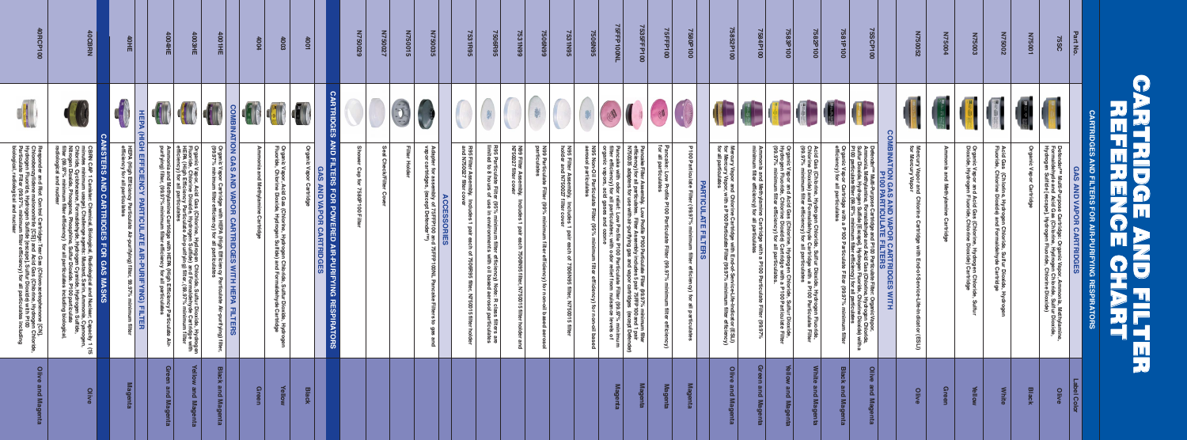# CARTRIDGE AND FILTER REFERENCE CHART

## CARTRIDGES AND FILTERS FOR AIR-PURIFYING RESPIRATORS

| Part No. | Description | Label Color |
|---|---|---|
| | **GAS AND VAPOR CARTRIDGES** | |
| 75SC | Defender™ Multi-Purpose Cartridge: Organic Vapor, Ammonia, Methylamine, Formaldehyde, and Acid Gas (Chlorine, Hydrogen Chloride, Sulfur Dioxide, Hydrogen Sulfide [escape], Hydrogen Fluoride, Chlorine Dioxide) | Olive |
| N75001 | Organic Vapor Cartridge | Black |
| N75002 | Acid Gas (Chlorine, Hydrogen Chloride, Sulfur Dioxide, Hydrogen Fluoride, Chlorine Dioxide) Cartridge | White |
| N75003 | Organic Vapor and Acid Gas (Chlorine, Hydrogen Chloride, Sulfur Dioxide, Hydrogen Fluoride, Chlorine Dioxide) and Formaldehyde Cartridge | Yellow |
| N75004 | Ammonia and Methylamine Cartridge | Green |
| N750052 | Mercury Vapor and Chlorine Cartridge with End-of-Service-Life-Indicator (ESLI) for Mercury Vapor | Olive |
| | **COMBINATION GAS AND VAPOR CARTRIDGES WITH P100 PARTICULATE FILTERS** | |
| 75SCP100 | Defender™ Multi-Purpose Cartridge and P100 Particulate Filter: Organic Vapor, Ammonia, Methylamine, Formaldehyde and Acid Gas (Chlorine, Hydrogen Chloride, Sulfur Dioxide, Hydrogen Sulfide [Escape], Hydrogen Fluoride, Chlorine Dioxide) with a P100 Particulate Filter (99.97% minimum filter efficiency) for all particulates | Olive and Magenta |
| 7581P100 | Organic Vapor Cartridge with a P100 Particulate Filter (99.97% minimum filter efficiency) for all particulates | Black and Magenta |
| 7582P100 | Acid Gas (Chlorine, Hydrogen Chloride, Sulfur Dioxide, Hydrogen Fluoride, Chlorine Dioxide) Cartridge with a P100 Particulate Filter (99.97% minimum filter efficiency) for all particulates | White and Magenta |
| 7583P100 | Organic Vapor and Acid Gas (Chlorine, Hydrogen Chloride, Sulfur Dioxide, Hydrogen Fluoride, Chlorine Dioxide) and Formaldehyde Cartridge with a P100 Particulate Filter (99.97% minimum filter efficiency) for all particulates | Yellow and Magenta |
| 7584P100 | Ammonia and Methylamine Cartridge with a P100 Particulate Filter (99.97% minimum filter efficiency) for all particulates | Green and Magenta |
| 75852P100 | Mercury Vapor and Chlorine Cartridge with End-of-Service-Life-Indicator (ESLI) for Mercury Vapor, with a P100 Particulate Filter (99.97% minimum filter efficiency) for all particulates | Olive and Magenta |
| | **PARTICULATE FILTERS** | |
| 7580P100 | P100 Particulate Filter (99.97% minimum filter efficiency) for all particulates | Magenta |
| 75FFP100 | Pancake: Low Profile P100 Particulate Filter (99.97% minimum filter efficiency) for all particulates | Magenta |
| 7535FP100 | Pancake Filter Assembly: Low Profile P100 Particulate Filter (99.97% minimum filter efficiency) for all particulates. Filter Assembly includes 2 pair 75FFP100 and 1 pair N75038 adapters for use with air-purifying gas and vapor cartridges (except Defender) | Magenta |
| 75FFP100NL | Pancake: Low Profile P100 Particulate Filter (99.97% minimum filter efficiency) for all particulates; with odor relief from nuisance levels of organic vapors, acid gases and ozone | Magenta |
| 7506N95 | N95 Non-Oil Particulate Filter (95% minimum filter efficiency) for non-oil based aerosol particulates | |
| 7531N95 | N95 Filter Assembly. Includes 1 pair each of 7506N95 filter, N75015 filter holder and N75027 filter cover | |
| 7506N99 | N99 Particulate Filter (99% minimum filter efficiency) for non-oil based aerosol particulates | |
| 7531N99 | N99 Filter Assembly. Includes 1 pair each 7506N99 filter, N75015 filter holder and N75027 filter cover | |
| 7506R95 | R95 Particulate Filter (95% minimum filter efficiency). Note: R-class filters are limited to 8 hours of use in environments with oil based aerosol particulates | |
| 7531R95 | R95 Filter Assembly. Includes 1 pair each of 7506R95 filter, N75015 filter holder and N75027 filter cover | |
| | **ACCESSORIES** | |
| N75035 | Adapter for assembly of 75FF100 and 75FFP100NL Pancake Filters to gas and vapor cartridges (except Defender™) | |
| N75015 | Filter Holder | |
| N75027 | Seal Check/Filter Cover | |
| N750029 | Shower Cap for 7580P100 Filter | |
| | **CARTRIDGES AND FILTERS FOR POWERED AIR-PURIFYING RESPIRATORS** | |
| | **GAS AND VAPOR CARTRIDGES** | |
| 4001 | Organic Vapor Cartridge | Black |
| 4003 | Organic Vapor, Acid Gas (Chlorine, Hydrogen Chloride, Sulfur Dioxide, Hydrogen Fluoride, Chlorine Dioxide, Hydrogen Sulfide) and Formaldehyde Cartridge | Yellow |
| 4004 | Ammonia and Methylamine Cartridge | Green |
| | **COMBINATION GAS AND VAPOR CARTRIDGES WITH HEPA FILTERS** | |
| 4001HE | Organic Vapor Cartridge with HEPA (High Efficiency Particulate Air-purifying) filter, (99.97% minimum filter efficiency) for all particulates | Black and Magenta |
| 4003HE | Organic Vapor, Acid Gas (Chlorine, Hydrogen Chloride, Sulfur Dioxide, Hydrogen Fluoride, Chlorine Dioxide, Hydrogen Sulfide) and Formaldehyde Cartridge with HEPA (High Efficiency Particulate Air-purifying) filter, (99.97% minimum filter efficiency) for all particulates | Yellow and Magenta |
| 4004HE | Ammonia and Methylamine Cartridge with HEPA (High Efficiency Particulate Air-purifying) filter, (99.97% minimum filter efficiency) for all particulates | Green and Magenta |
| | **HEPA (HIGH EFFICIENCY PARTICULATE AIR-PURIFYING) FILTER** | |
| 40HE | HEPA (High Efficiency Particulate Air-purifying) filter, 99.97% minimum filter efficiency for all particulates | Magenta |
| | **CANISTERS AND CARTRIDGES FOR GAS MASKS** | |
| 40CBRN | CBRN CAP 1 Canister: Chemical, Biological, Radiological and Nuclear: Capacity 1 (15 minutes minimum usage). Challenge agents: Mustard, Sarin, Ammonia, Cyanogen, Chloride, Cyclohexane, Formaldehyde, Hydrogen Cyanide, Hydrogen Sulfide, Nitrogen Dioxide, Phosgene, Phosphine, Sulfur Dioxide. P100 particulate filter (99.97% minimum filter efficiency) for all particulates including biological, radiological and nuclear | Olive |
| 40RCP100 | Responder and Riot Control Cartridge: Tear Gas (Chloroacetophenone [CN], Chlorobenzylidene Malononitrile [CS]), Organic Vapor, Chlorine, Hydrogen Chloride, Hydrogen Fluoride, Chlorine Dioxide, Hydrogen Sulfide (escape) Sulfur Dioxide with P100 Particulate Filter (99.97% minimum filter efficiency) for all particulates including biological, radiological and nuclear | Olive and Magenta |